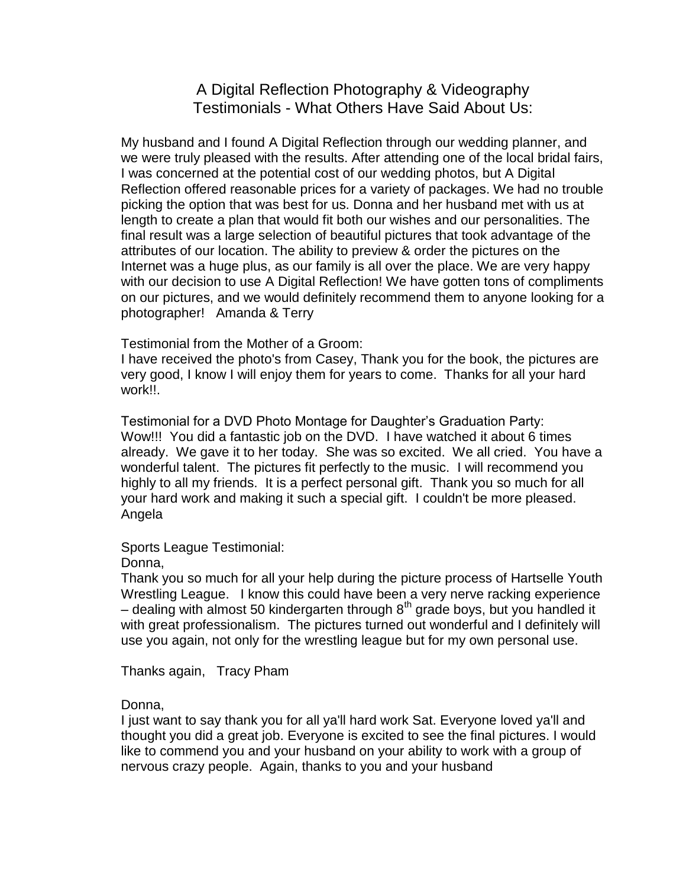# A Digital Reflection Photography & Videography Testimonials - What Others Have Said About Us:

My husband and I found A Digital Reflection through our wedding planner, and we were truly pleased with the results. After attending one of the local bridal fairs, I was concerned at the potential cost of our wedding photos, but A Digital Reflection offered reasonable prices for a variety of packages. We had no trouble picking the option that was best for us. Donna and her husband met with us at length to create a plan that would fit both our wishes and our personalities. The final result was a large selection of beautiful pictures that took advantage of the attributes of our location. The ability to preview & order the pictures on the Internet was a huge plus, as our family is all over the place. We are very happy with our decision to use A Digital Reflection! We have gotten tons of compliments on our pictures, and we would definitely recommend them to anyone looking for a photographer! Amanda & Terry

Testimonial from the Mother of a Groom:
I have received the photo's from Casey, Thank you for the book, the pictures are very good, I know I will enjoy them for years to come. Thanks for all your hard work!!.

Testimonial for a DVD Photo Montage for Daughter's Graduation Party:
Wow!!! You did a fantastic job on the DVD. I have watched it about 6 times already. We gave it to her today. She was so excited. We all cried. You have a wonderful talent. The pictures fit perfectly to the music. I will recommend you highly to all my friends. It is a perfect personal gift. Thank you so much for all your hard work and making it such a special gift. I couldn't be more pleased. Angela

Sports League Testimonial:
Donna,
Thank you so much for all your help during the picture process of Hartselle Youth Wrestling League. I know this could have been a very nerve racking experience – dealing with almost 50 kindergarten through 8th grade boys, but you handled it with great professionalism. The pictures turned out wonderful and I definitely will use you again, not only for the wrestling league but for my own personal use.

Thanks again, Tracy Pham

Donna,
I just want to say thank you for all ya'll hard work Sat. Everyone loved ya'll and thought you did a great job. Everyone is excited to see the final pictures. I would like to commend you and your husband on your ability to work with a group of nervous crazy people. Again, thanks to you and your husband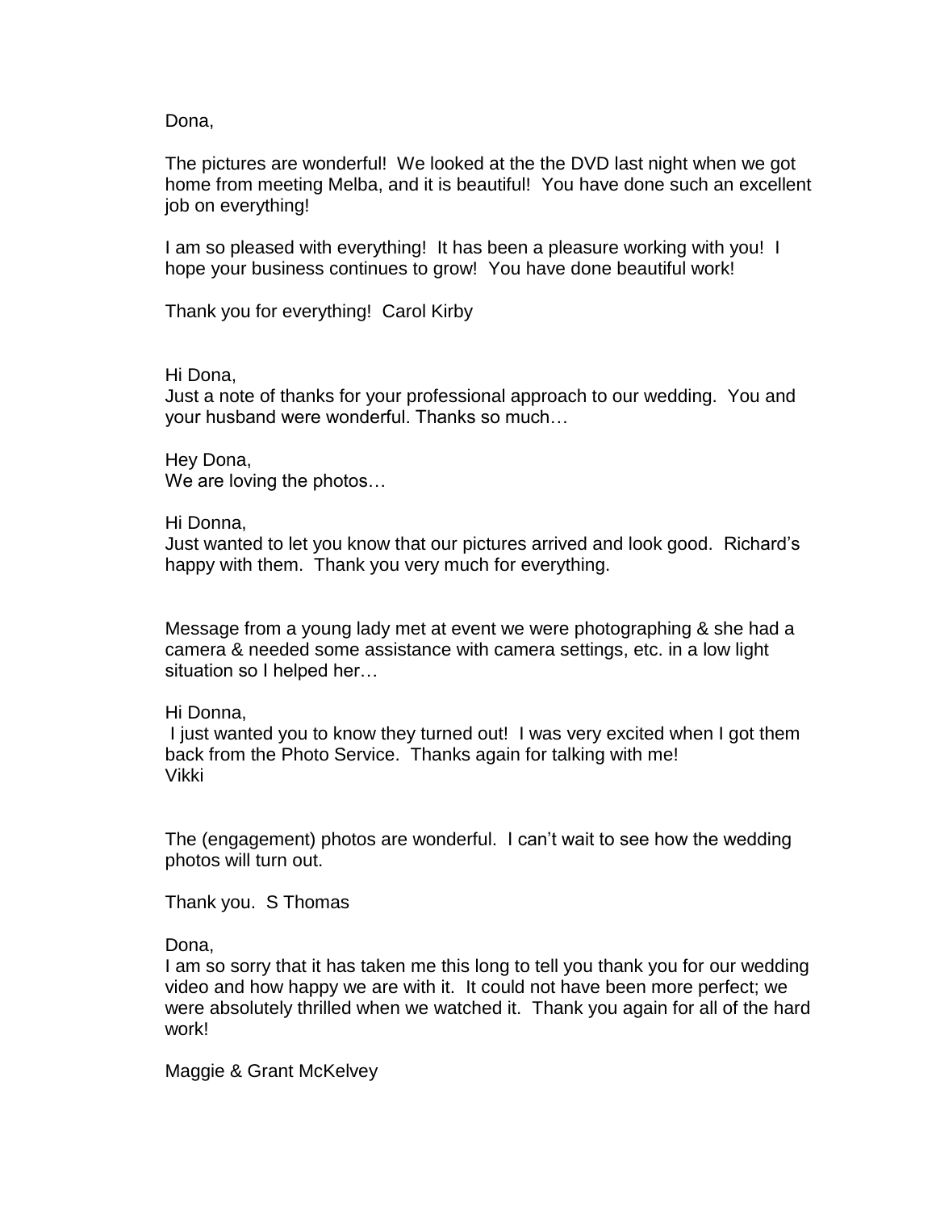Dona,

The pictures are wonderful! We looked at the the DVD last night when we got home from meeting Melba, and it is beautiful! You have done such an excellent job on everything!

I am so pleased with everything! It has been a pleasure working with you! I hope your business continues to grow! You have done beautiful work!

Thank you for everything! Carol Kirby

Hi Dona,
Just a note of thanks for your professional approach to our wedding. You and your husband were wonderful. Thanks so much…

Hey Dona,
We are loving the photos…

Hi Donna,
Just wanted to let you know that our pictures arrived and look good. Richard's happy with them. Thank you very much for everything.

Message from a young lady met at event we were photographing & she had a camera & needed some assistance with camera settings, etc. in a low light situation so I helped her…

Hi Donna,
I just wanted you to know they turned out! I was very excited when I got them back from the Photo Service. Thanks again for talking with me!
Vikki

The (engagement) photos are wonderful. I can't wait to see how the wedding photos will turn out.

Thank you. S Thomas

Dona,
I am so sorry that it has taken me this long to tell you thank you for our wedding video and how happy we are with it. It could not have been more perfect; we were absolutely thrilled when we watched it. Thank you again for all of the hard work!

Maggie & Grant McKelvey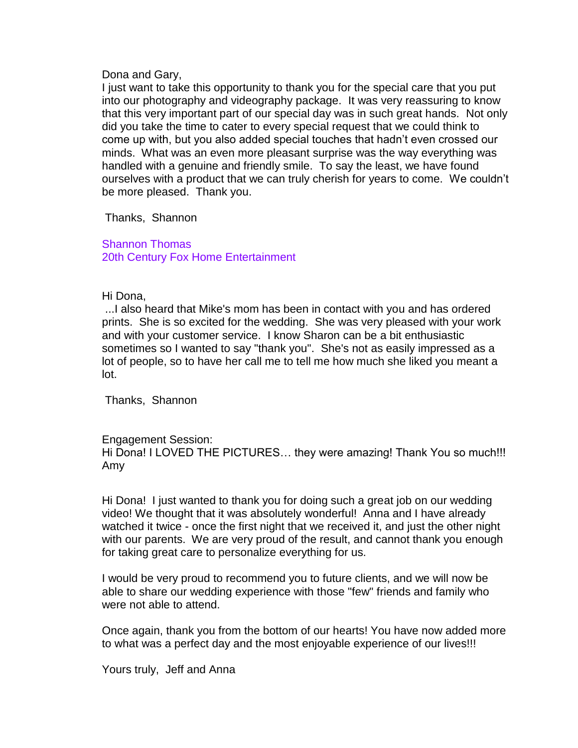Dona and Gary,
I just want to take this opportunity to thank you for the special care that you put into our photography and videography package. It was very reassuring to know that this very important part of our special day was in such great hands. Not only did you take the time to cater to every special request that we could think to come up with, but you also added special touches that hadn't even crossed our minds. What was an even more pleasant surprise was the way everything was handled with a genuine and friendly smile. To say the least, we have found ourselves with a product that we can truly cherish for years to come. We couldn't be more pleased. Thank you.

Thanks, Shannon

Shannon Thomas
20th Century Fox Home Entertainment

Hi Dona,
...I also heard that Mike's mom has been in contact with you and has ordered prints. She is so excited for the wedding. She was very pleased with your work and with your customer service. I know Sharon can be a bit enthusiastic sometimes so I wanted to say "thank you". She's not as easily impressed as a lot of people, so to have her call me to tell me how much she liked you meant a lot.

Thanks, Shannon

Engagement Session:
Hi Dona! I LOVED THE PICTURES… they were amazing! Thank You so much!!!
Amy

Hi Dona! I just wanted to thank you for doing such a great job on our wedding video! We thought that it was absolutely wonderful! Anna and I have already watched it twice - once the first night that we received it, and just the other night with our parents. We are very proud of the result, and cannot thank you enough for taking great care to personalize everything for us.

I would be very proud to recommend you to future clients, and we will now be able to share our wedding experience with those "few" friends and family who were not able to attend.

Once again, thank you from the bottom of our hearts! You have now added more to what was a perfect day and the most enjoyable experience of our lives!!!

Yours truly, Jeff and Anna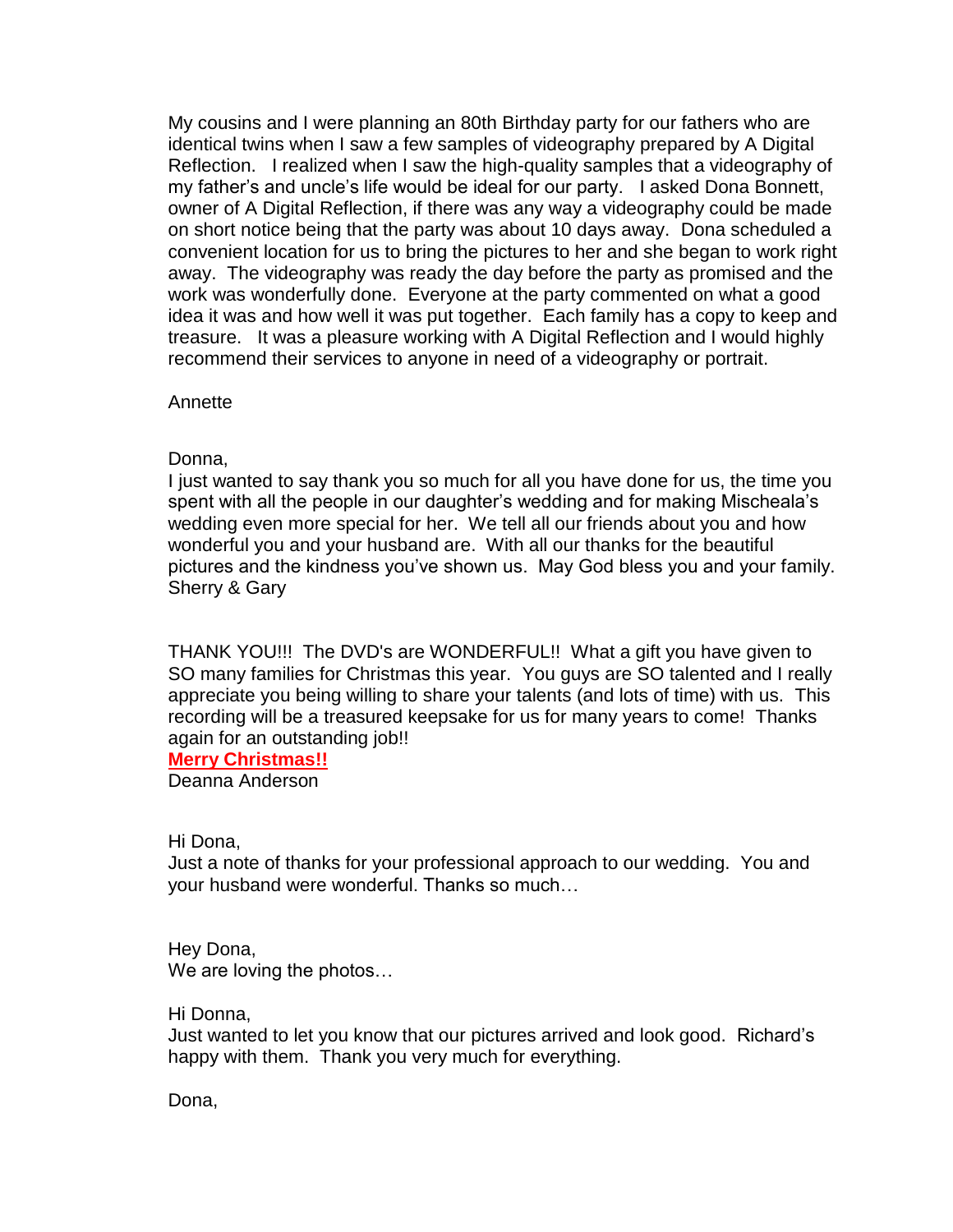My cousins and I were planning an 80th Birthday party for our fathers who are identical twins when I saw a few samples of videography prepared by A Digital Reflection. I realized when I saw the high-quality samples that a videography of my father's and uncle's life would be ideal for our party. I asked Dona Bonnett, owner of A Digital Reflection, if there was any way a videography could be made on short notice being that the party was about 10 days away. Dona scheduled a convenient location for us to bring the pictures to her and she began to work right away. The videography was ready the day before the party as promised and the work was wonderfully done. Everyone at the party commented on what a good idea it was and how well it was put together. Each family has a copy to keep and treasure. It was a pleasure working with A Digital Reflection and I would highly recommend their services to anyone in need of a videography or portrait.

Annette

Donna,
I just wanted to say thank you so much for all you have done for us, the time you spent with all the people in our daughter's wedding and for making Mischeala's wedding even more special for her. We tell all our friends about you and how wonderful you and your husband are. With all our thanks for the beautiful pictures and the kindness you've shown us. May God bless you and your family.
Sherry & Gary

THANK YOU!!! The DVD's are WONDERFUL!! What a gift you have given to SO many families for Christmas this year. You guys are SO talented and I really appreciate you being willing to share your talents (and lots of time) with us. This recording will be a treasured keepsake for us for many years to come! Thanks again for an outstanding job!!
**Merry Christmas!!**
Deanna Anderson

Hi Dona,
Just a note of thanks for your professional approach to our wedding. You and your husband were wonderful. Thanks so much…

Hey Dona,
We are loving the photos…

Hi Donna,
Just wanted to let you know that our pictures arrived and look good. Richard's happy with them. Thank you very much for everything.

Dona,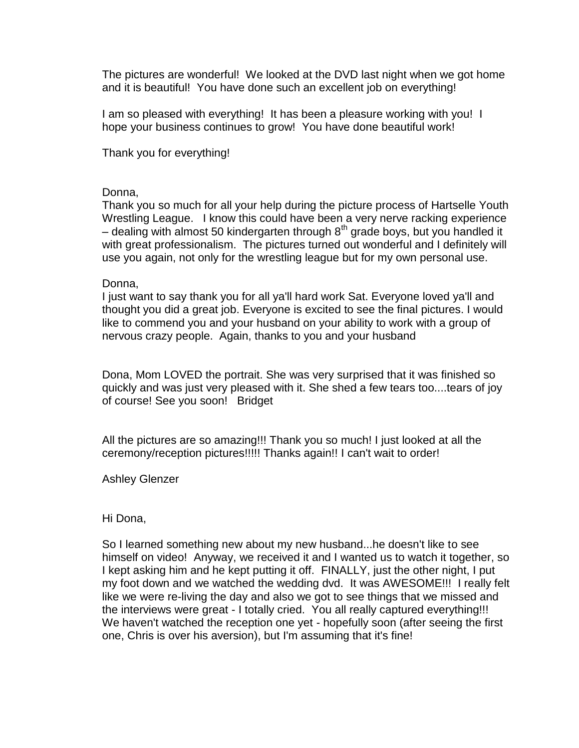The pictures are wonderful! We looked at the DVD last night when we got home and it is beautiful! You have done such an excellent job on everything!

I am so pleased with everything! It has been a pleasure working with you! I hope your business continues to grow! You have done beautiful work!

Thank you for everything!

Donna,
Thank you so much for all your help during the picture process of Hartselle Youth Wrestling League. I know this could have been a very nerve racking experience – dealing with almost 50 kindergarten through 8th grade boys, but you handled it with great professionalism. The pictures turned out wonderful and I definitely will use you again, not only for the wrestling league but for my own personal use.

Donna,
I just want to say thank you for all ya'll hard work Sat. Everyone loved ya'll and thought you did a great job. Everyone is excited to see the final pictures. I would like to commend you and your husband on your ability to work with a group of nervous crazy people. Again, thanks to you and your husband

Dona, Mom LOVED the portrait. She was very surprised that it was finished so quickly and was just very pleased with it. She shed a few tears too....tears of joy of course! See you soon! Bridget

All the pictures are so amazing!!! Thank you so much! I just looked at all the ceremony/reception pictures!!!!! Thanks again!! I can't wait to order!

Ashley Glenzer

Hi Dona,

So I learned something new about my new husband...he doesn't like to see himself on video! Anyway, we received it and I wanted us to watch it together, so I kept asking him and he kept putting it off. FINALLY, just the other night, I put my foot down and we watched the wedding dvd. It was AWESOME!!! I really felt like we were re-living the day and also we got to see things that we missed and the interviews were great - I totally cried. You all really captured everything!!! We haven't watched the reception one yet - hopefully soon (after seeing the first one, Chris is over his aversion), but I'm assuming that it's fine!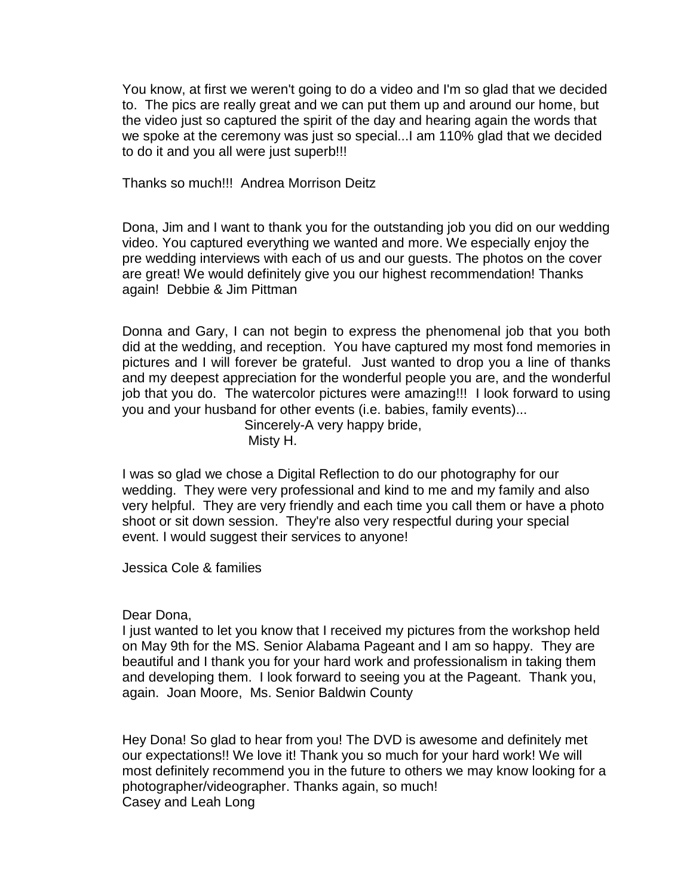You know, at first we weren't going to do a video and I'm so glad that we decided to. The pics are really great and we can put them up and around our home, but the video just so captured the spirit of the day and hearing again the words that we spoke at the ceremony was just so special...I am 110% glad that we decided to do it and you all were just superb!!!

Thanks so much!!! Andrea Morrison Deitz

Dona, Jim and I want to thank you for the outstanding job you did on our wedding video. You captured everything we wanted and more. We especially enjoy the pre wedding interviews with each of us and our guests. The photos on the cover are great! We would definitely give you our highest recommendation! Thanks again! Debbie & Jim Pittman

Donna and Gary, I can not begin to express the phenomenal job that you both did at the wedding, and reception. You have captured my most fond memories in pictures and I will forever be grateful. Just wanted to drop you a line of thanks and my deepest appreciation for the wonderful people you are, and the wonderful job that you do. The watercolor pictures were amazing!!! I look forward to using you and your husband for other events (i.e. babies, family events)...

Sincerely-A very happy bride,
Misty H.

I was so glad we chose a Digital Reflection to do our photography for our wedding. They were very professional and kind to me and my family and also very helpful. They are very friendly and each time you call them or have a photo shoot or sit down session. They're also very respectful during your special event. I would suggest their services to anyone!

Jessica Cole & families

Dear Dona,
I just wanted to let you know that I received my pictures from the workshop held on May 9th for the MS. Senior Alabama Pageant and I am so happy. They are beautiful and I thank you for your hard work and professionalism in taking them and developing them. I look forward to seeing you at the Pageant. Thank you, again. Joan Moore, Ms. Senior Baldwin County

Hey Dona! So glad to hear from you! The DVD is awesome and definitely met our expectations!! We love it! Thank you so much for your hard work! We will most definitely recommend you in the future to others we may know looking for a photographer/videographer. Thanks again, so much!
Casey and Leah Long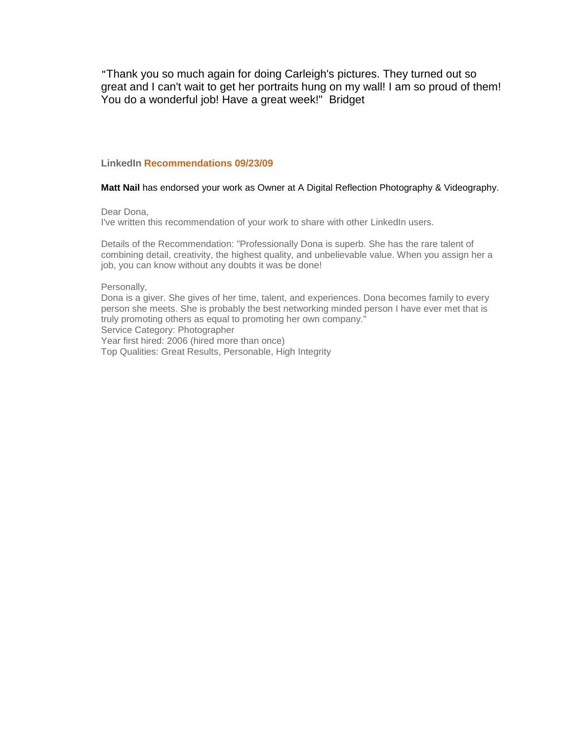"Thank you so much again for doing Carleigh's pictures. They turned out so great and I can't wait to get her portraits hung on my wall! I am so proud of them! You do a wonderful job! Have a great week!"  Bridget

**LinkedIn Recommendations 09/23/09**

**Matt Nail** has endorsed your work as Owner at A Digital Reflection Photography & Videography.

Dear Dona,
I've written this recommendation of your work to share with other LinkedIn users.

Details of the Recommendation: "Professionally Dona is superb. She has the rare talent of combining detail, creativity, the highest quality, and unbelievable value. When you assign her a job, you can know without any doubts it was be done!

Personally,
Dona is a giver. She gives of her time, talent, and experiences. Dona becomes family to every person she meets. She is probably the best networking minded person I have ever met that is truly promoting others as equal to promoting her own company."
Service Category: Photographer
Year first hired: 2006 (hired more than once)
Top Qualities: Great Results, Personable, High Integrity